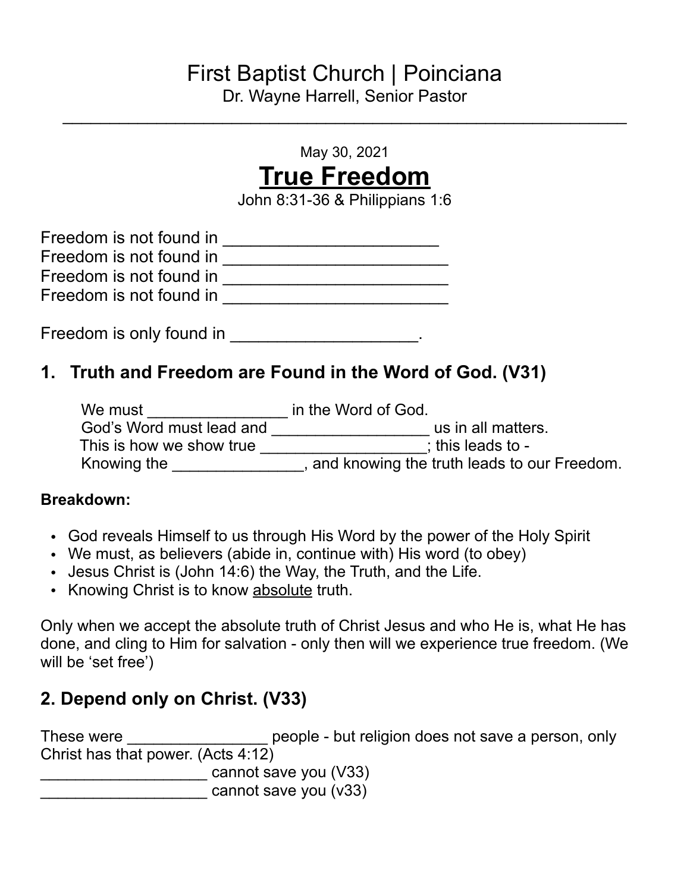# First Baptist Church | Poinciana

Dr. Wayne Harrell, Senior Pastor

---

May 30, 2021

## True Freedom

John 8:31-36 & Philippians 1:6

Freedom is not found in ______________________
Freedom is not found in _______________________
Freedom is not found in _______________________
Freedom is not found in _______________________

Freedom is only found in ___________________.

### 1. Truth and Freedom are Found in the Word of God. (V31)

We must _______________ in the Word of God.
God's Word must lead and _________________ us in all matters.
This is how we show true __________________; this leads to -
Knowing the ______________, and knowing the truth leads to our Freedom.

**Breakdown:**

- God reveals Himself to us through His Word by the power of the Holy Spirit
- We must, as believers (abide in, continue with) His word (to obey)
- Jesus Christ is (John 14:6) the Way, the Truth, and the Life.
- Knowing Christ is to know absolute truth.

Only when we accept the absolute truth of Christ Jesus and who He is, what He has done, and cling to Him for salvation - only then will we experience true freedom. (We will be 'set free')

### 2. Depend only on Christ. (V33)

These were _______________ people - but religion does not save a person, only Christ has that power. (Acts 4:12)
__________________ cannot save you (V33)
__________________ cannot save you (v33)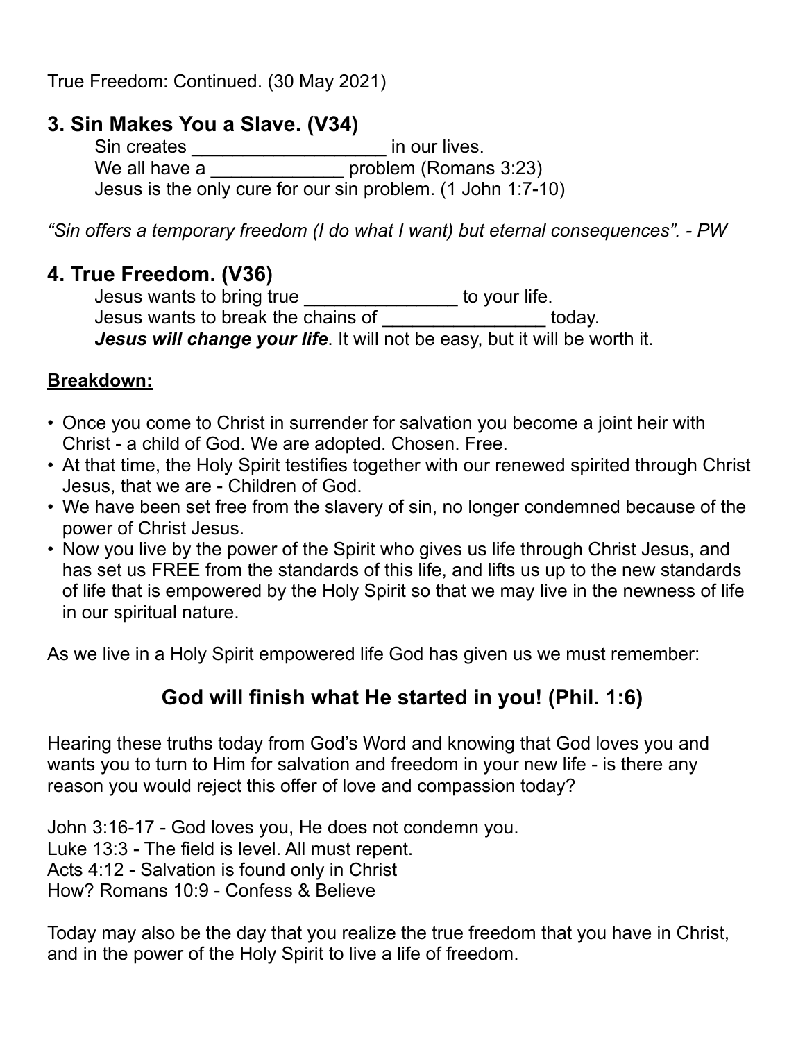True Freedom: Continued. (30 May 2021)

## 3. Sin Makes You a Slave. (V34)

Sin creates ___________________ in our lives.  
We all have a _____________ problem (Romans 3:23)  
Jesus is the only cure for our sin problem. (1 John 1:7-10)

*"Sin offers a temporary freedom (I do what I want) but eternal consequences". - PW*

## 4. True Freedom. (V36)

Jesus wants to bring true _______________ to your life.  
Jesus wants to break the chains of ________________ today.  
***Jesus will change your life***. It will not be easy, but it will be worth it.

**Breakdown:**

- Once you come to Christ in surrender for salvation you become a joint heir with Christ - a child of God. We are adopted. Chosen. Free.
- At that time, the Holy Spirit testifies together with our renewed spirited through Christ Jesus, that we are - Children of God.
- We have been set free from the slavery of sin, no longer condemned because of the power of Christ Jesus.
- Now you live by the power of the Spirit who gives us life through Christ Jesus, and has set us FREE from the standards of this life, and lifts us up to the new standards of life that is empowered by the Holy Spirit so that we may live in the newness of life in our spiritual nature.

As we live in a Holy Spirit empowered life God has given us we must remember:

## God will finish what He started in you! (Phil. 1:6)

Hearing these truths today from God's Word and knowing that God loves you and wants you to turn to Him for salvation and freedom in your new life - is there any reason you would reject this offer of love and compassion today?

John 3:16-17 - God loves you, He does not condemn you.  
Luke 13:3 - The field is level. All must repent.  
Acts 4:12 - Salvation is found only in Christ  
How? Romans 10:9 - Confess & Believe

Today may also be the day that you realize the true freedom that you have in Christ, and in the power of the Holy Spirit to live a life of freedom.